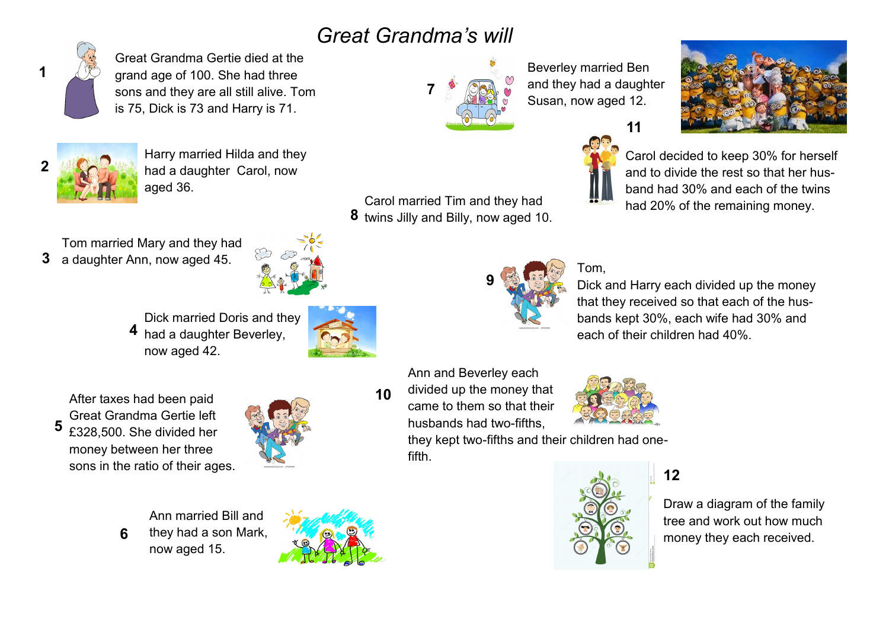# *Great Grandma's will*

**1** Great Grandma Gertie died at the grand age of 100. She had three sons and they are all still alive. Tom is 75, Dick is 73 and Harry is 71.

**2** Harry married Hilda and they had a daughter Carol, now aged 36.

**3** Tom married Mary and they had a daughter Ann, now aged 45.

**4** Dick married Doris and they had a daughter Beverley, now aged 42.

**5** After taxes had been paid Great Grandma Gertie left £328,500. She divided her money between her three sons in the ratio of their ages.

**6** Ann married Bill and they had a son Mark, now aged 15.

**7** Beverley married Ben and they had a daughter Susan, now aged 12.

**8** Carol married Tim and they had twins Jilly and Billy, now aged 10.

**9** Tom, Dick and Harry each divided up the money that they received so that each of the husbands kept 30%, each wife had 30% and each of their children had 40%.

**10** Ann and Beverley each divided up the money that came to them so that their husbands had two-fifths, they kept two-fifths and their children had one-fifth.

**11** Carol decided to keep 30% for herself and to divide the rest so that her husband had 30% and each of the twins had 20% of the remaining money.

**12** Draw a diagram of the family tree and work out how much money they each received.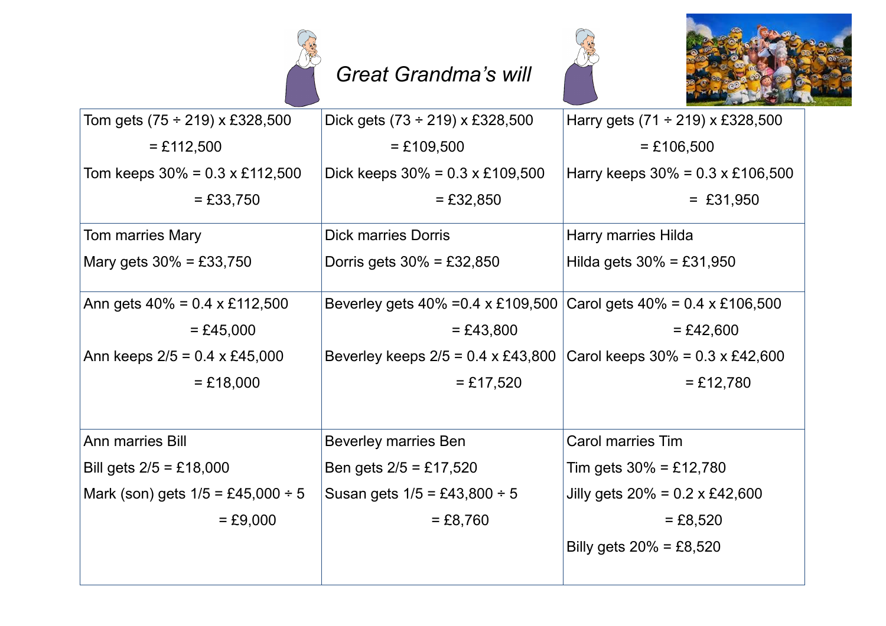# *Great Grandma's will*

| | | |
|---|---|---|
| Tom gets $(75 \div 219) \times £328{,}500$<br>$= £112{,}500$<br>Tom keeps 30% $= 0.3 \times £112{,}500$<br>$= £33{,}750$ | Dick gets $(73 \div 219) \times £328{,}500$<br>$= £109{,}500$<br>Dick keeps 30% $= 0.3 \times £109{,}500$<br>$= £32{,}850$ | Harry gets $(71 \div 219) \times £328{,}500$<br>$= £106{,}500$<br>Harry keeps 30% $= 0.3 \times £106{,}500$<br>$= £31{,}950$ |
| Tom marries Mary<br>Mary gets 30% = £33,750 | Dick marries Dorris<br>Dorris gets 30% = £32,850 | Harry marries Hilda<br>Hilda gets 30% = £31,950 |
| Ann gets 40% $= 0.4 \times £112{,}500$<br>$= £45{,}000$<br>Ann keeps 2/5 $= 0.4 \times £45{,}000$<br>$= £18{,}000$ | Beverley gets 40% $= 0.4 \times £109{,}500$<br>$= £43{,}800$<br>Beverley keeps 2/5 $= 0.4 \times £43{,}800$<br>$= £17{,}520$ | Carol gets 40% $= 0.4 \times £106{,}500$<br>$= £42{,}600$<br>Carol keeps 30% $= 0.3 \times £42{,}600$<br>$= £12{,}780$ |
| Ann marries Bill<br>Bill gets 2/5 = £18,000<br>Mark (son) gets 1/5 $= £45{,}000 \div 5$<br>$= £9{,}000$ | Beverley marries Ben<br>Ben gets 2/5 = £17,520<br>Susan gets 1/5 $= £43{,}800 \div 5$<br>$= £8{,}760$ | Carol marries Tim<br>Tim gets 30% = £12,780<br>Jilly gets 20% $= 0.2 \times £42{,}600$<br>$= £8{,}520$<br>Billy gets 20% = £8,520 |